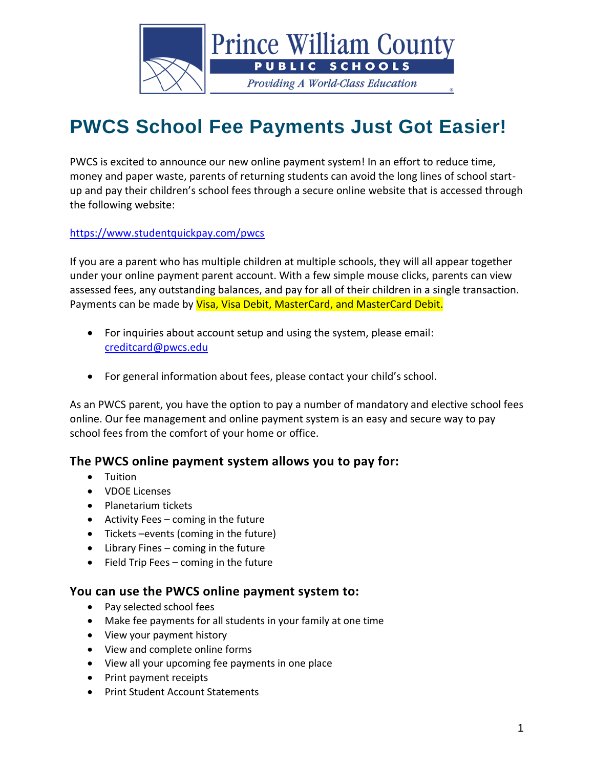Prince William County
PUBLIC SCHOOLS
*Providing A World-Class Education*

# PWCS School Fee Payments Just Got Easier!

PWCS is excited to announce our new online payment system! In an effort to reduce time, money and paper waste, parents of returning students can avoid the long lines of school start-up and pay their children's school fees through a secure online website that is accessed through the following website:

https://www.studentquickpay.com/pwcs

If you are a parent who has multiple children at multiple schools, they will all appear together under your online payment parent account. With a few simple mouse clicks, parents can view assessed fees, any outstanding balances, and pay for all of their children in a single transaction. Payments can be made by Visa, Visa Debit, MasterCard, and MasterCard Debit.

- For inquiries about account setup and using the system, please email: creditcard@pwcs.edu
- For general information about fees, please contact your child's school.

As an PWCS parent, you have the option to pay a number of mandatory and elective school fees online. Our fee management and online payment system is an easy and secure way to pay school fees from the comfort of your home or office.

### The PWCS online payment system allows you to pay for:

- Tuition
- VDOE Licenses
- Planetarium tickets
- Activity Fees – coming in the future
- Tickets –events (coming in the future)
- Library Fines – coming in the future
- Field Trip Fees – coming in the future

### You can use the PWCS online payment system to:

- Pay selected school fees
- Make fee payments for all students in your family at one time
- View your payment history
- View and complete online forms
- View all your upcoming fee payments in one place
- Print payment receipts
- Print Student Account Statements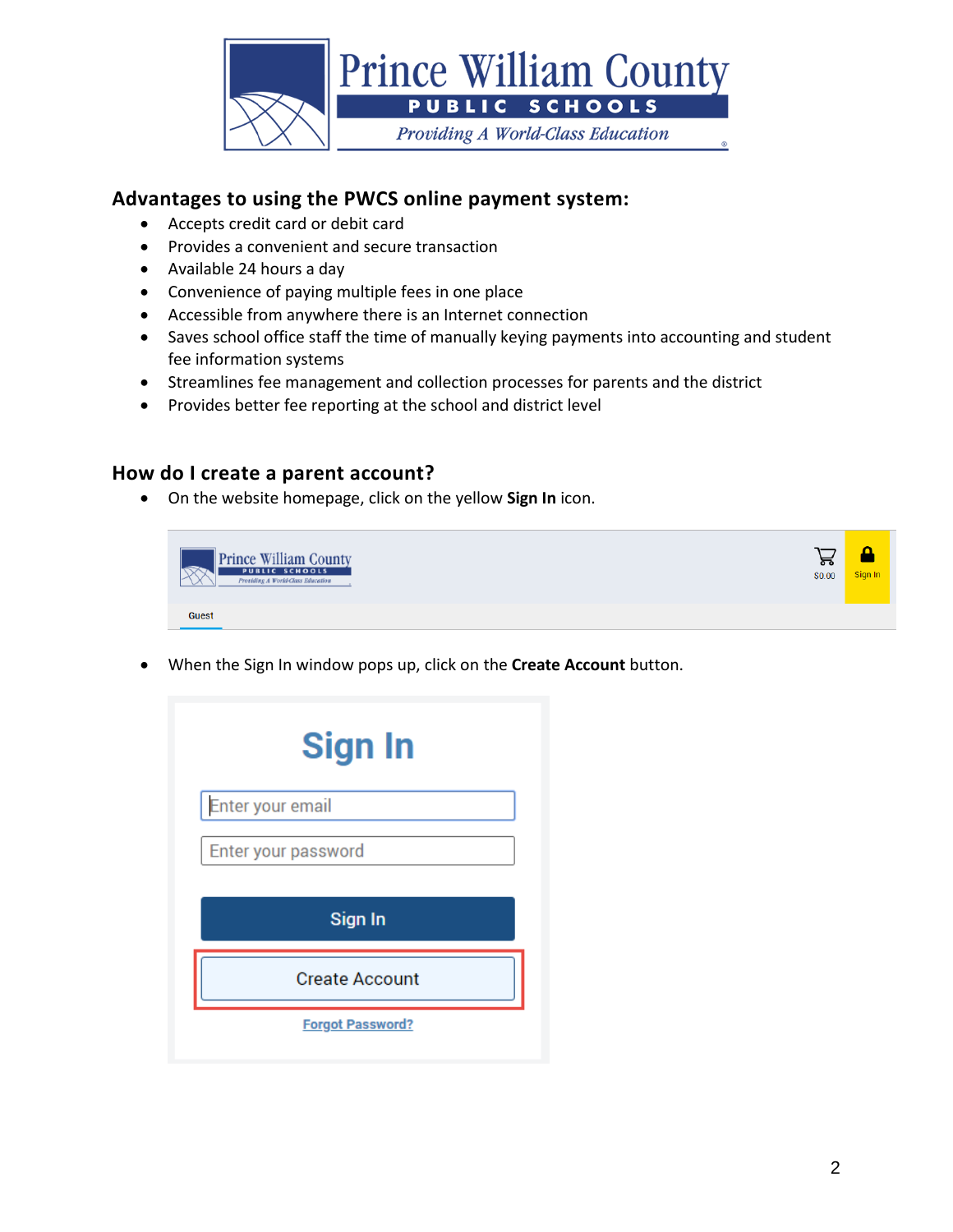## Advantages to using the PWCS online payment system:

- Accepts credit card or debit card
- Provides a convenient and secure transaction
- Available 24 hours a day
- Convenience of paying multiple fees in one place
- Accessible from anywhere there is an Internet connection
- Saves school office staff the time of manually keying payments into accounting and student fee information systems
- Streamlines fee management and collection processes for parents and the district
- Provides better fee reporting at the school and district level

## How do I create a parent account?

- On the website homepage, click on the yellow **Sign In** icon.

- When the Sign In window pops up, click on the **Create Account** button.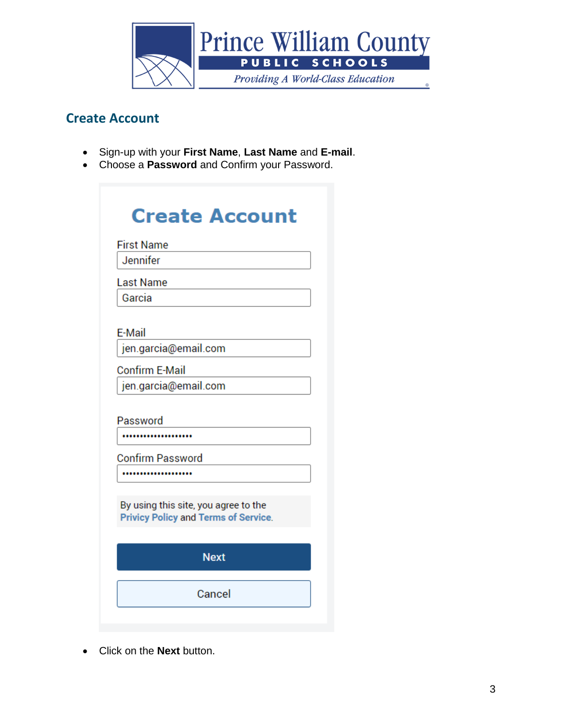## Create Account

- Sign-up with your **First Name**, **Last Name** and **E-mail**.
- Choose a **Password** and Confirm your Password.

Create Account

First Name
Jennifer

Last Name
Garcia

E-Mail
jen.garcia@email.com

Confirm E-Mail
jen.garcia@email.com

Password
••••••••••••••••••••

Confirm Password
••••••••••••••••••••

By using this site, you agree to the Privacy Policy and Terms of Service.

Next

Cancel

- Click on the **Next** button.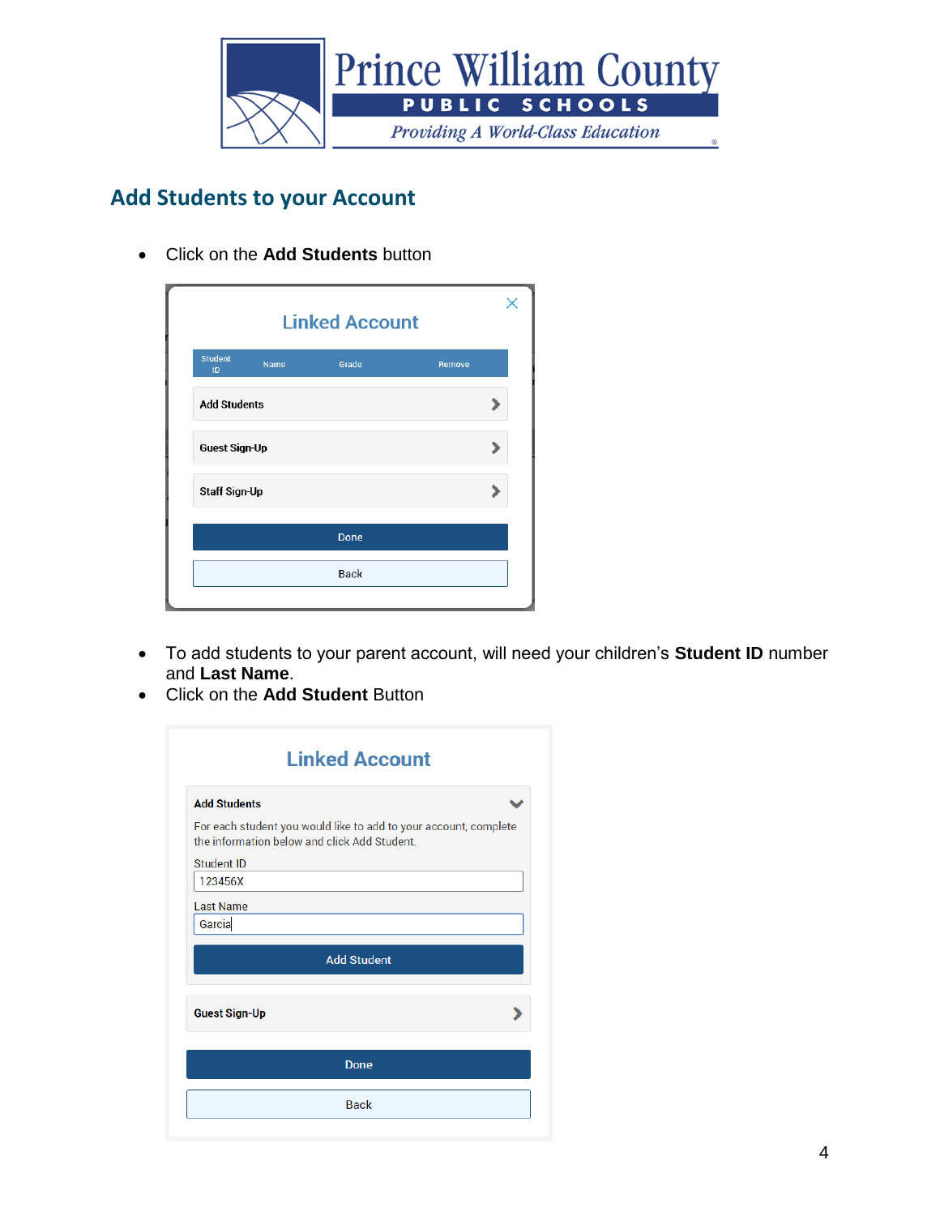## Add Students to your Account

- Click on the **Add Students** button

**Linked Account**

| Student ID | Name | Grade | Remove |
| --- | --- | --- | --- |

Add Students

Guest Sign-Up

Staff Sign-Up

Done

Back

- To add students to your parent account, will need your children's **Student ID** number and **Last Name**.
- Click on the **Add Student** Button

**Linked Account**

Add Students

For each student you would like to add to your account, complete the information below and click Add Student.

Student ID

123456X

Last Name

Garcia

Add Student

Guest Sign-Up

Done

Back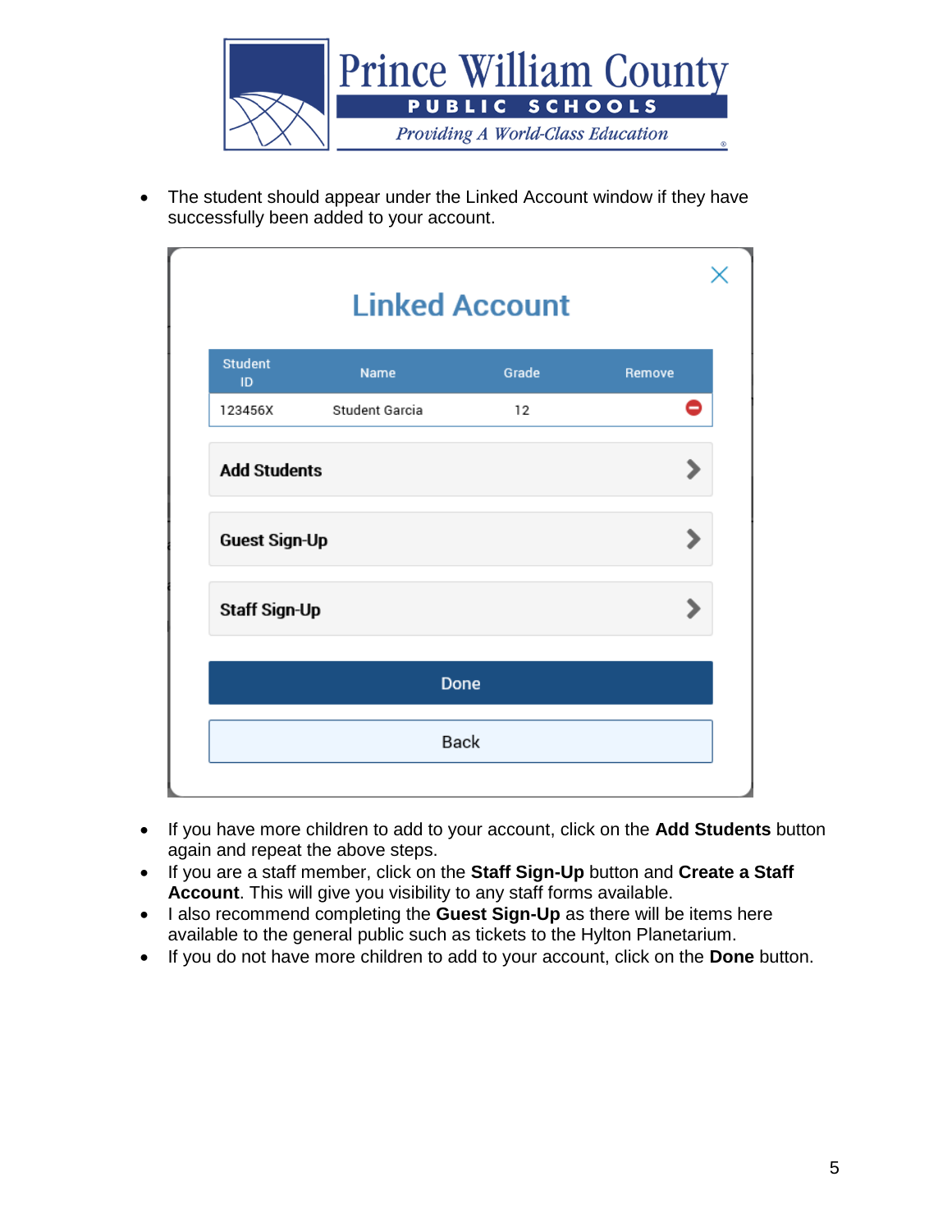- The student should appear under the Linked Account window if they have successfully been added to your account.

## Linked Account

| Student ID | Name | Grade | Remove |
| --- | --- | --- | --- |
| 123456X | Student Garcia | 12 | |

**Add Students**

**Guest Sign-Up**

**Staff Sign-Up**

Done

Back

- If you have more children to add to your account, click on the **Add Students** button again and repeat the above steps.
- If you are a staff member, click on the **Staff Sign-Up** button and **Create a Staff Account**. This will give you visibility to any staff forms available.
- I also recommend completing the **Guest Sign-Up** as there will be items here available to the general public such as tickets to the Hylton Planetarium.
- If you do not have more children to add to your account, click on the **Done** button.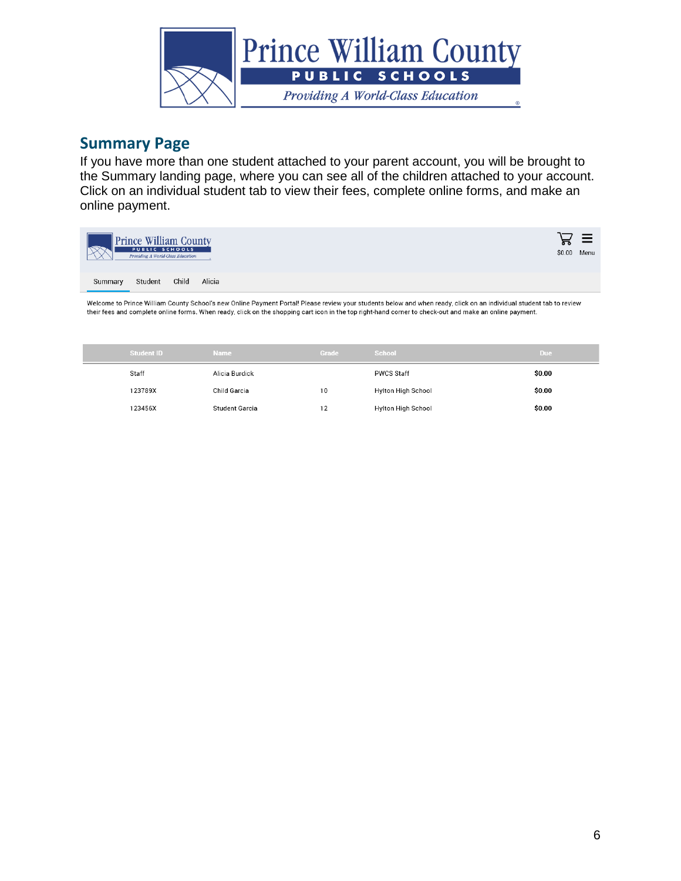## Summary Page

If you have more than one student attached to your parent account, you will be brought to the Summary landing page, where you can see all of the children attached to your account. Click on an individual student tab to view their fees, complete online forms, and make an online payment.

Prince William County PUBLIC SCHOOLS *Providing A World-Class Education*

$0.00 Menu

Summary Student Child Alicia

Welcome to Prince William County School's new Online Payment Portal! Please review your students below and when ready, click on an individual student tab to review their fees and complete online forms. When ready, click on the shopping cart icon in the top right-hand corner to check-out and make an online payment.

| Student ID | Name | Grade | School | Due |
|---|---|---|---|---|
| Staff | Alicia Burdick | | PWCS Staff | **$0.00** |
| 123789X | Child Garcia | 10 | Hylton High School | **$0.00** |
| 123456X | Student Garcia | 12 | Hylton High School | **$0.00** |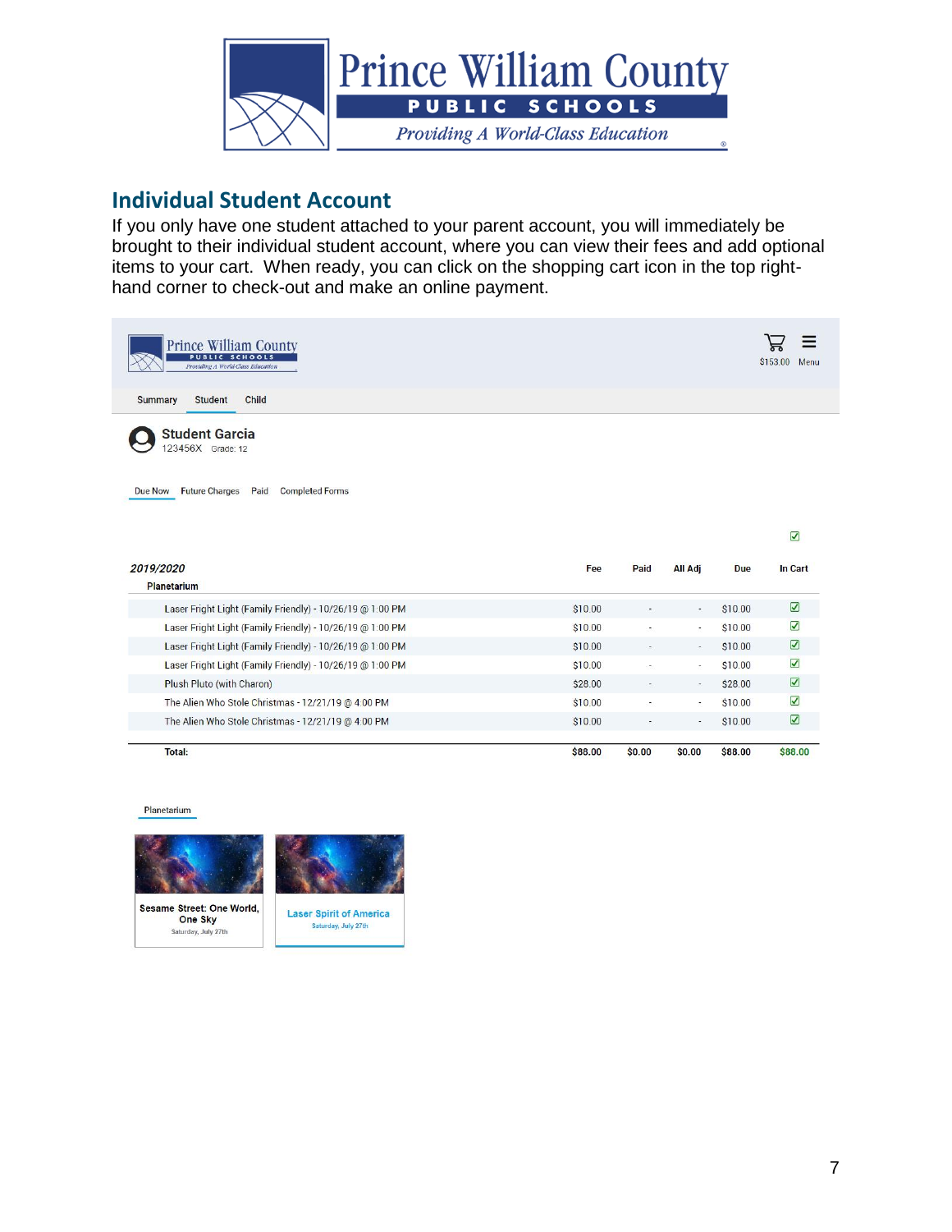## Individual Student Account

If you only have one student attached to your parent account, you will immediately be brought to their individual student account, where you can view their fees and add optional items to your cart. When ready, you can click on the shopping cart icon in the top right-hand corner to check-out and make an online payment.

$153.00 Menu

Summary Student Child

**Student Garcia**
123456X Grade: 12

Due Now Future Charges Paid Completed Forms

| *2019/2020* | Fee | Paid | All Adj | Due | In Cart |
|---|---|---|---|---|---|
| **Planetarium** | | | | | |
| Laser Fright Light (Family Friendly) - 10/26/19 @ 1:00 PM | $10.00 | - | - | $10.00 | ☑ |
| Laser Fright Light (Family Friendly) - 10/26/19 @ 1:00 PM | $10.00 | - | - | $10.00 | ☑ |
| Laser Fright Light (Family Friendly) - 10/26/19 @ 1:00 PM | $10.00 | - | - | $10.00 | ☑ |
| Laser Fright Light (Family Friendly) - 10/26/19 @ 1:00 PM | $10.00 | - | - | $10.00 | ☑ |
| Plush Pluto (with Charon) | $28.00 | - | - | $28.00 | ☑ |
| The Alien Who Stole Christmas - 12/21/19 @ 4:00 PM | $10.00 | - | - | $10.00 | ☑ |
| The Alien Who Stole Christmas - 12/21/19 @ 4:00 PM | $10.00 | - | - | $10.00 | ☑ |
| **Total:** | **$88.00** | **$0.00** | **$0.00** | **$88.00** | **$88.00** |

Planetarium

Sesame Street: One World, One Sky
Saturday, July 27th

Laser Spirit of America
Saturday, July 27th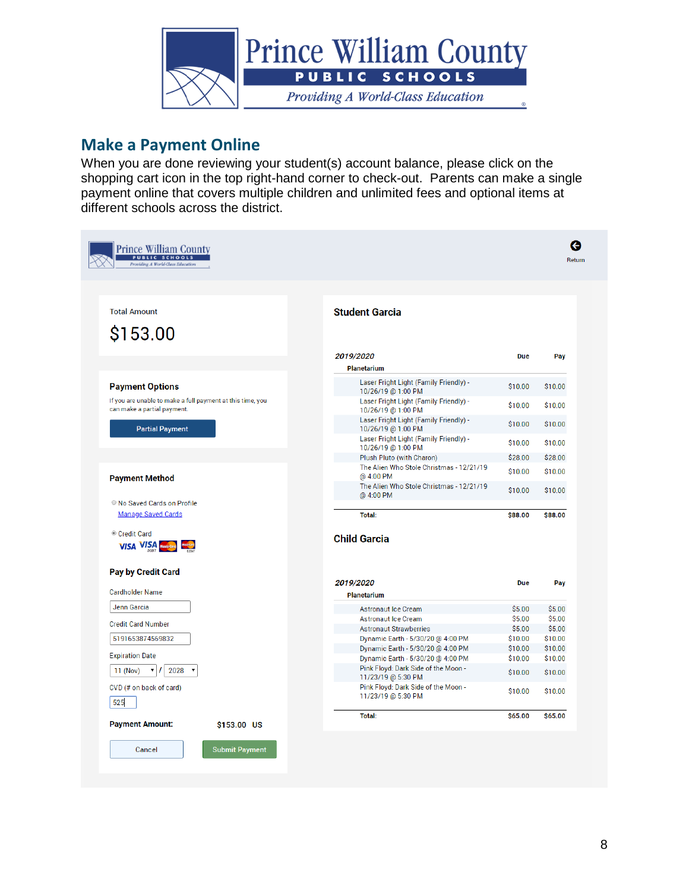## Make a Payment Online

When you are done reviewing your student(s) account balance, please click on the shopping cart icon in the top right-hand corner to check-out. Parents can make a single payment online that covers multiple children and unlimited fees and optional items at different schools across the district.

Prince William County PUBLIC SCHOOLS *Providing A World-Class Education*

Return

Total Amount

**$153.00**

### Payment Options

If you are unable to make a full payment at this time, you can make a partial payment.

Partial Payment

### Payment Method

No Saved Cards on Profile

Manage Saved Cards

Credit Card

### Pay by Credit Card

Cardholder Name: Jenn Garcia

Credit Card Number: 5191653874569832

Expiration Date: 11 (Nov) / 2028

CVD (# on back of card): 525

**Payment Amount:** $153.00 US

Cancel | Submit Payment

### Student Garcia

| *2019/2020* | Due | Pay |
|---|---|---|
| **Planetarium** | | |
| Laser Fright Light (Family Friendly) - 10/26/19 @ 1:00 PM | $10.00 | $10.00 |
| Laser Fright Light (Family Friendly) - 10/26/19 @ 1:00 PM | $10.00 | $10.00 |
| Laser Fright Light (Family Friendly) - 10/26/19 @ 1:00 PM | $10.00 | $10.00 |
| Laser Fright Light (Family Friendly) - 10/26/19 @ 1:00 PM | $10.00 | $10.00 |
| Plush Pluto (with Charon) | $28.00 | $28.00 |
| The Alien Who Stole Christmas - 12/21/19 @ 4:00 PM | $10.00 | $10.00 |
| The Alien Who Stole Christmas - 12/21/19 @ 4:00 PM | $10.00 | $10.00 |
| **Total:** | **$88.00** | **$88.00** |

### Child Garcia

| *2019/2020* | Due | Pay |
|---|---|---|
| **Planetarium** | | |
| Astronaut Ice Cream | $5.00 | $5.00 |
| Astronaut Ice Cream | $5.00 | $5.00 |
| Astronaut Strawberries | $5.00 | $5.00 |
| Dynamic Earth - 5/30/20 @ 4:00 PM | $10.00 | $10.00 |
| Dynamic Earth - 5/30/20 @ 4:00 PM | $10.00 | $10.00 |
| Dynamic Earth - 5/30/20 @ 4:00 PM | $10.00 | $10.00 |
| Pink Floyd: Dark Side of the Moon - 11/23/19 @ 5:30 PM | $10.00 | $10.00 |
| Pink Floyd: Dark Side of the Moon - 11/23/19 @ 5:30 PM | $10.00 | $10.00 |
| **Total:** | **$65.00** | **$65.00** |